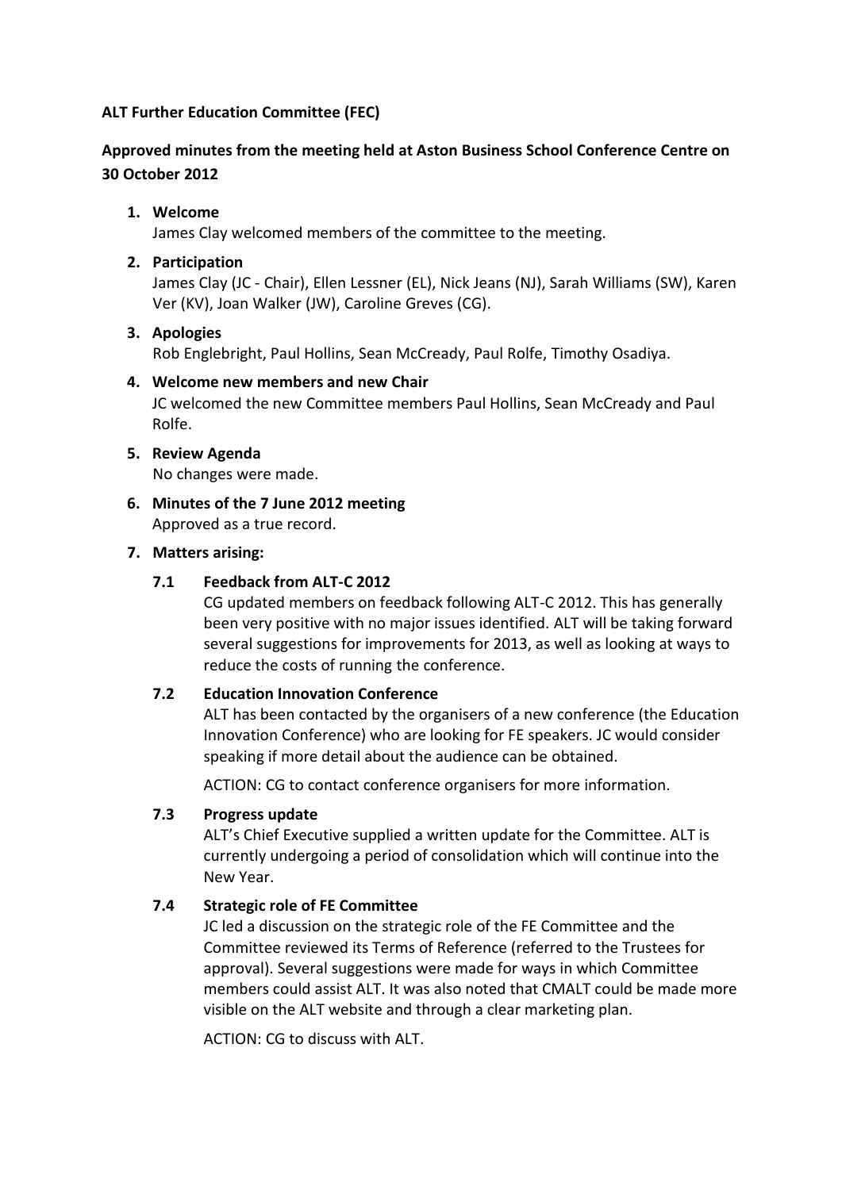**ALT Further Education Committee (FEC)**

**Approved minutes from the meeting held at Aston Business School Conference Centre on 30 October 2012**

1. **Welcome**
   James Clay welcomed members of the committee to the meeting.

2. **Participation**
   James Clay (JC - Chair), Ellen Lessner (EL), Nick Jeans (NJ), Sarah Williams (SW), Karen Ver (KV), Joan Walker (JW), Caroline Greves (CG).

3. **Apologies**
   Rob Englebright, Paul Hollins, Sean McCready, Paul Rolfe, Timothy Osadiya.

4. **Welcome new members and new Chair**
   JC welcomed the new Committee members Paul Hollins, Sean McCready and Paul Rolfe.

5. **Review Agenda**
   No changes were made.

6. **Minutes of the 7 June 2012 meeting**
   Approved as a true record.

7. **Matters arising:**

   **7.1 Feedback from ALT-C 2012**

   CG updated members on feedback following ALT-C 2012. This has generally been very positive with no major issues identified. ALT will be taking forward several suggestions for improvements for 2013, as well as looking at ways to reduce the costs of running the conference.

   **7.2 Education Innovation Conference**

   ALT has been contacted by the organisers of a new conference (the Education Innovation Conference) who are looking for FE speakers. JC would consider speaking if more detail about the audience can be obtained.

   ACTION: CG to contact conference organisers for more information.

   **7.3 Progress update**

   ALT's Chief Executive supplied a written update for the Committee. ALT is currently undergoing a period of consolidation which will continue into the New Year.

   **7.4 Strategic role of FE Committee**

   JC led a discussion on the strategic role of the FE Committee and the Committee reviewed its Terms of Reference (referred to the Trustees for approval). Several suggestions were made for ways in which Committee members could assist ALT. It was also noted that CMALT could be made more visible on the ALT website and through a clear marketing plan.

   ACTION: CG to discuss with ALT.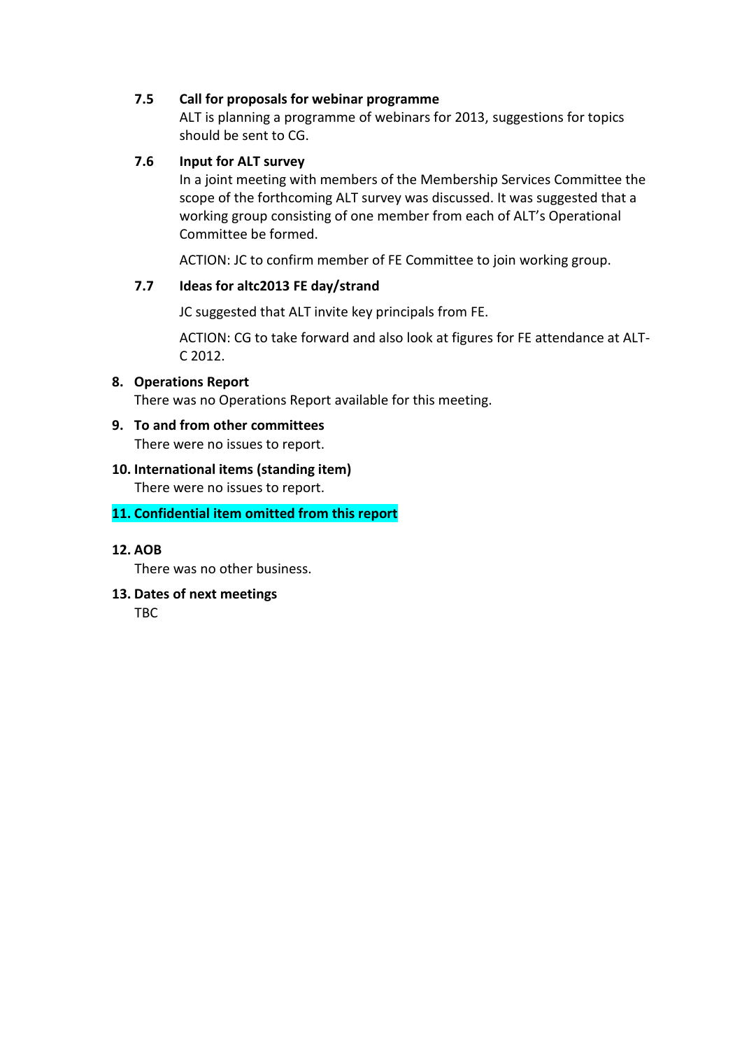### 7.5 Call for proposals for webinar programme

ALT is planning a programme of webinars for 2013, suggestions for topics should be sent to CG.

### 7.6 Input for ALT survey

In a joint meeting with members of the Membership Services Committee the scope of the forthcoming ALT survey was discussed. It was suggested that a working group consisting of one member from each of ALT's Operational Committee be formed.

ACTION: JC to confirm member of FE Committee to join working group.

### 7.7 Ideas for altc2013 FE day/strand

JC suggested that ALT invite key principals from FE.

ACTION: CG to take forward and also look at figures for FE attendance at ALT-C 2012.

## 8. Operations Report

There was no Operations Report available for this meeting.

## 9. To and from other committees

There were no issues to report.

## 10. International items (standing item)

There were no issues to report.

## 11. Confidential item omitted from this report

## 12. AOB

There was no other business.

## 13. Dates of next meetings

TBC